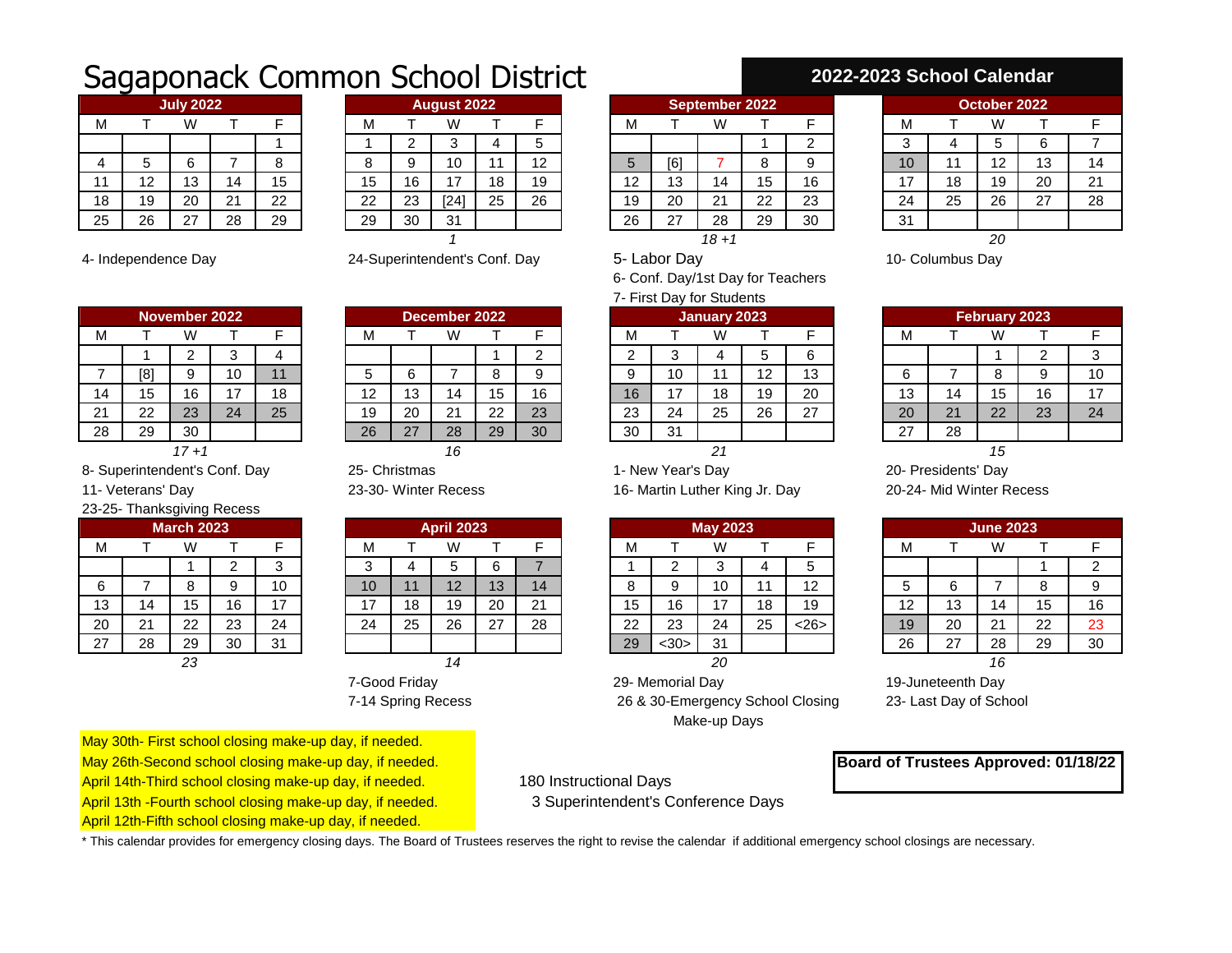# Sagaponack Common School District

## 2022-2023 School Calendar

| July 2022 | | | | |
|---|---|---|---|---|
| M | T | W | T | F |
| | | | | 1 |
| 4 | 5 | 6 | 7 | 8 |
| 11 | 12 | 13 | 14 | 15 |
| 18 | 19 | 20 | 21 | 22 |
| 25 | 26 | 27 | 28 | 29 |

4- Independence Day

| August 2022 | | | | |
|---|---|---|---|---|
| M | T | W | T | F |
| 1 | 2 | 3 | 4 | 5 |
| 8 | 9 | 10 | 11 | 12 |
| 15 | 16 | 17 | 18 | 19 |
| 22 | 23 | [24] | 25 | 26 |
| 29 | 30 | 31 | | |

*1*

24-Superintendent's Conf. Day

| September 2022 | | | | |
|---|---|---|---|---|
| M | T | W | T | F |
| | | | 1 | 2 |
| 5 | [6] | 7 | 8 | 9 |
| 12 | 13 | 14 | 15 | 16 |
| 19 | 20 | 21 | 22 | 23 |
| 26 | 27 | 28 | 29 | 30 |

*18 +1*

5- Labor Day
6- Conf. Day/1st Day for Teachers
7- First Day for Students

| October 2022 | | | | |
|---|---|---|---|---|
| M | T | W | T | F |
| 3 | 4 | 5 | 6 | 7 |
| 10 | 11 | 12 | 13 | 14 |
| 17 | 18 | 19 | 20 | 21 |
| 24 | 25 | 26 | 27 | 28 |
| 31 | | | | |

*20*

10- Columbus Day

| November 2022 | | | | |
|---|---|---|---|---|
| M | T | W | T | F |
| | 1 | 2 | 3 | 4 |
| 7 | [8] | 9 | 10 | 11 |
| 14 | 15 | 16 | 17 | 18 |
| 21 | 22 | 23 | 24 | 25 |
| 28 | 29 | 30 | | |

*17 +1*

8- Superintendent's Conf. Day
11- Veterans' Day
23-25- Thanksgiving Recess

| December 2022 | | | | |
|---|---|---|---|---|
| M | T | W | T | F |
| | | | 1 | 2 |
| 5 | 6 | 7 | 8 | 9 |
| 12 | 13 | 14 | 15 | 16 |
| 19 | 20 | 21 | 22 | 23 |
| 26 | 27 | 28 | 29 | 30 |

*16*

25- Christmas
23-30- Winter Recess

| January 2023 | | | | |
|---|---|---|---|---|
| M | T | W | T | F |
| 2 | 3 | 4 | 5 | 6 |
| 9 | 10 | 11 | 12 | 13 |
| 16 | 17 | 18 | 19 | 20 |
| 23 | 24 | 25 | 26 | 27 |
| 30 | 31 | | | |

*21*

1- New Year's Day
16- Martin Luther King Jr. Day

| February 2023 | | | | |
|---|---|---|---|---|
| M | T | W | T | F |
| | | 1 | 2 | 3 |
| 6 | 7 | 8 | 9 | 10 |
| 13 | 14 | 15 | 16 | 17 |
| 20 | 21 | 22 | 23 | 24 |
| 27 | 28 | | | |

*15*

20- Presidents' Day
20-24- Mid Winter Recess

| March 2023 | | | | |
|---|---|---|---|---|
| M | T | W | T | F |
| | | 1 | 2 | 3 |
| 6 | 7 | 8 | 9 | 10 |
| 13 | 14 | 15 | 16 | 17 |
| 20 | 21 | 22 | 23 | 24 |
| 27 | 28 | 29 | 30 | 31 |

*23*

| April 2023 | | | | |
|---|---|---|---|---|
| M | T | W | T | F |
| 3 | 4 | 5 | 6 | 7 |
| 10 | 11 | 12 | 13 | 14 |
| 17 | 18 | 19 | 20 | 21 |
| 24 | 25 | 26 | 27 | 28 |
| | | | | |

*14*

7-Good Friday
7-14 Spring Recess

| May 2023 | | | | |
|---|---|---|---|---|
| M | T | W | T | F |
| 1 | 2 | 3 | 4 | 5 |
| 8 | 9 | 10 | 11 | 12 |
| 15 | 16 | 17 | 18 | 19 |
| 22 | 23 | 24 | 25 | <26> |
| 29 | <30> | 31 | | |

*20*

29- Memorial Day
26 & 30-Emergency School Closing Make-up Days

| June 2023 | | | | |
|---|---|---|---|---|
| M | T | W | T | F |
| | | | 1 | 2 |
| 5 | 6 | 7 | 8 | 9 |
| 12 | 13 | 14 | 15 | 16 |
| 19 | 20 | 21 | 22 | 23 |
| 26 | 27 | 28 | 29 | 30 |

*16*

19-Juneteenth Day
23- Last Day of School

May 30th- First school closing make-up day, if needed.
May 26th-Second school closing make-up day, if needed.
April 14th-Third school closing make-up day, if needed.
April 13th -Fourth school closing make-up day, if needed.
April 12th-Fifth school closing make-up day, if needed.

180 Instructional Days
3 Superintendent's Conference Days

**Board of Trustees Approved: 01/18/22**

* This calendar provides for emergency closing days. The Board of Trustees reserves the right to revise the calendar if additional emergency school closings are necessary.